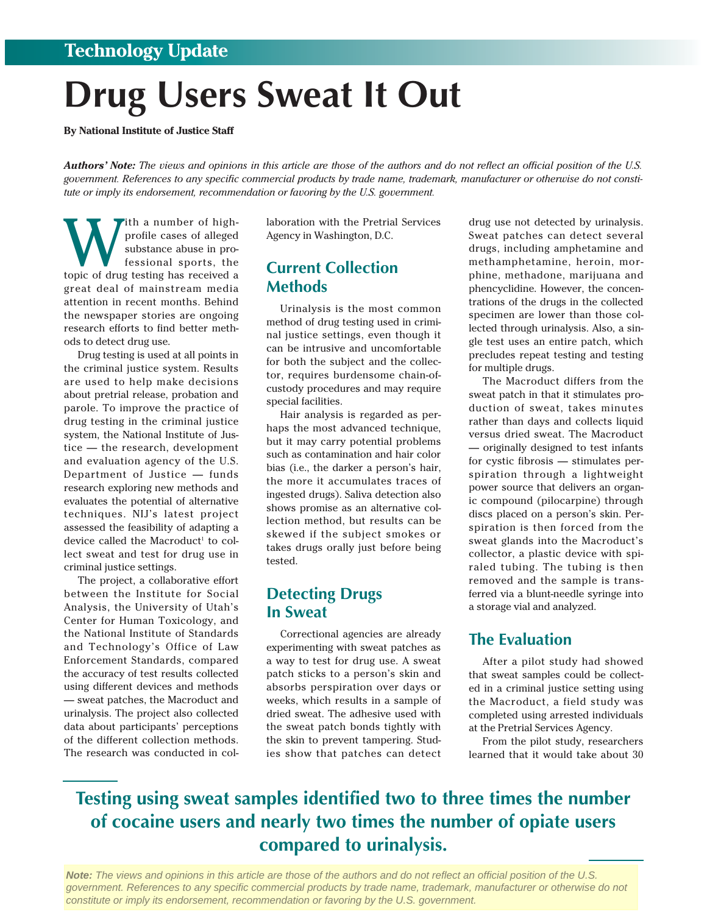Technology Update

# Drug Users Sweat It Out

**By National Institute of Justice Staff**

*__Authors' Note:__ The views and opinions in this article are those of the authors and do not reflect an official position of the U.S. government. References to any specific commercial products by trade name, trademark, manufacturer or otherwise do not constitute or imply its endorsement, recommendation or favoring by the U.S. government.*

With a number of high-profile cases of alleged substance abuse in professional sports, the topic of drug testing has received a great deal of mainstream media attention in recent months. Behind the newspaper stories are ongoing research efforts to find better methods to detect drug use.

Drug testing is used at all points in the criminal justice system. Results are used to help make decisions about pretrial release, probation and parole. To improve the practice of drug testing in the criminal justice system, the National Institute of Justice — the research, development and evaluation agency of the U.S. Department of Justice — funds research exploring new methods and evaluates the potential of alternative techniques. NIJ's latest project assessed the feasibility of adapting a device called the Macroduct[1] to collect sweat and test for drug use in criminal justice settings.

The project, a collaborative effort between the Institute for Social Analysis, the University of Utah's Center for Human Toxicology, and the National Institute of Standards and Technology's Office of Law Enforcement Standards, compared the accuracy of test results collected using different devices and methods — sweat patches, the Macroduct and urinalysis. The project also collected data about participants' perceptions of the different collection methods. The research was conducted in collaboration with the Pretrial Services Agency in Washington, D.C.

## Current Collection Methods

Urinalysis is the most common method of drug testing used in criminal justice settings, even though it can be intrusive and uncomfortable for both the subject and the collector, requires burdensome chain-of-custody procedures and may require special facilities.

Hair analysis is regarded as perhaps the most advanced technique, but it may carry potential problems such as contamination and hair color bias (i.e., the darker a person's hair, the more it accumulates traces of ingested drugs). Saliva detection also shows promise as an alternative collection method, but results can be skewed if the subject smokes or takes drugs orally just before being tested.

## Detecting Drugs In Sweat

Correctional agencies are already experimenting with sweat patches as a way to test for drug use. A sweat patch sticks to a person's skin and absorbs perspiration over days or weeks, which results in a sample of dried sweat. The adhesive used with the sweat patch bonds tightly with the skin to prevent tampering. Studies show that patches can detect drug use not detected by urinalysis. Sweat patches can detect several drugs, including amphetamine and methamphetamine, heroin, morphine, methadone, marijuana and phencyclidine. However, the concentrations of the drugs in the collected specimen are lower than those collected through urinalysis. Also, a single test uses an entire patch, which precludes repeat testing and testing for multiple drugs.

The Macroduct differs from the sweat patch in that it stimulates production of sweat, takes minutes rather than days and collects liquid versus dried sweat. The Macroduct — originally designed to test infants for cystic fibrosis — stimulates perspiration through a lightweight power source that delivers an organic compound (pilocarpine) through discs placed on a person's skin. Perspiration is then forced from the sweat glands into the Macroduct's collector, a plastic device with spiraled tubing. The tubing is then removed and the sample is transferred via a blunt-needle syringe into a storage vial and analyzed.

## The Evaluation

After a pilot study had showed that sweat samples could be collected in a criminal justice setting using the Macroduct, a field study was completed using arrested individuals at the Pretrial Services Agency.

From the pilot study, researchers learned that it would take about 30

**Testing using sweat samples identified two to three times the number of cocaine users and nearly two times the number of opiate users compared to urinalysis.**

*__Note:__ The views and opinions in this article are those of the authors and do not reflect an official position of the U.S. government. References to any specific commercial products by trade name, trademark, manufacturer or otherwise do not constitute or imply its endorsement, recommendation or favoring by the U.S. government.*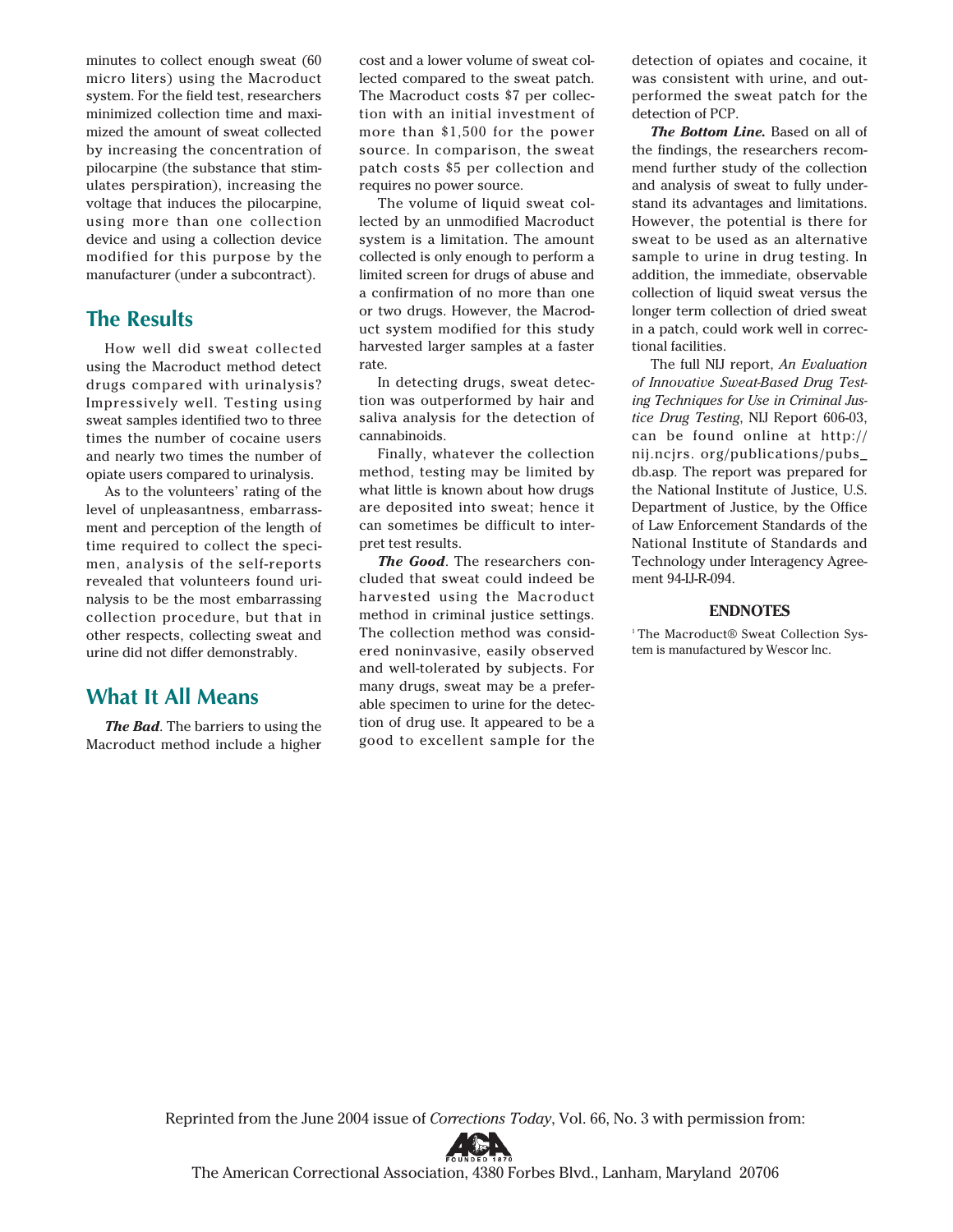minutes to collect enough sweat (60 micro liters) using the Macroduct system. For the field test, researchers minimized collection time and maximized the amount of sweat collected by increasing the concentration of pilocarpine (the substance that stimulates perspiration), increasing the voltage that induces the pilocarpine, using more than one collection device and using a collection device modified for this purpose by the manufacturer (under a subcontract).

## The Results

How well did sweat collected using the Macroduct method detect drugs compared with urinalysis? Impressively well. Testing using sweat samples identified two to three times the number of cocaine users and nearly two times the number of opiate users compared to urinalysis.

As to the volunteers' rating of the level of unpleasantness, embarrassment and perception of the length of time required to collect the specimen, analysis of the self-reports revealed that volunteers found urinalysis to be the most embarrassing collection procedure, but that in other respects, collecting sweat and urine did not differ demonstrably.

## What It All Means

***The Bad***. The barriers to using the Macroduct method include a higher cost and a lower volume of sweat collected compared to the sweat patch. The Macroduct costs $7 per collection with an initial investment of more than $1,500 for the power source. In comparison, the sweat patch costs $5 per collection and requires no power source.

The volume of liquid sweat collected by an unmodified Macroduct system is a limitation. The amount collected is only enough to perform a limited screen for drugs of abuse and a confirmation of no more than one or two drugs. However, the Macroduct system modified for this study harvested larger samples at a faster rate.

In detecting drugs, sweat detection was outperformed by hair and saliva analysis for the detection of cannabinoids.

Finally, whatever the collection method, testing may be limited by what little is known about how drugs are deposited into sweat; hence it can sometimes be difficult to interpret test results.

***The Good***. The researchers concluded that sweat could indeed be harvested using the Macroduct method in criminal justice settings. The collection method was considered noninvasive, easily observed and well-tolerated by subjects. For many drugs, sweat may be a preferable specimen to urine for the detection of drug use. It appeared to be a good to excellent sample for the detection of opiates and cocaine, it was consistent with urine, and outperformed the sweat patch for the detection of PCP.

***The Bottom Line.*** Based on all of the findings, the researchers recommend further study of the collection and analysis of sweat to fully understand its advantages and limitations. However, the potential is there for sweat to be used as an alternative sample to urine in drug testing. In addition, the immediate, observable collection of liquid sweat versus the longer term collection of dried sweat in a patch, could work well in correctional facilities.

The full NIJ report, *An Evaluation of Innovative Sweat-Based Drug Testing Techniques for Use in Criminal Justice Drug Testing*, NIJ Report 606-03, can be found online at http://nij.ncjrs. org/publications/pubs_db.asp. The report was prepared for the National Institute of Justice, U.S. Department of Justice, by the Office of Law Enforcement Standards of the National Institute of Standards and Technology under Interagency Agreement 94-IJ-R-094.

### ENDNOTES

[1] The Macroduct® Sweat Collection System is manufactured by Wescor Inc.

Reprinted from the June 2004 issue of *Corrections Today*, Vol. 66, No. 3 with permission from:

The American Correctional Association, 4380 Forbes Blvd., Lanham, Maryland 20706